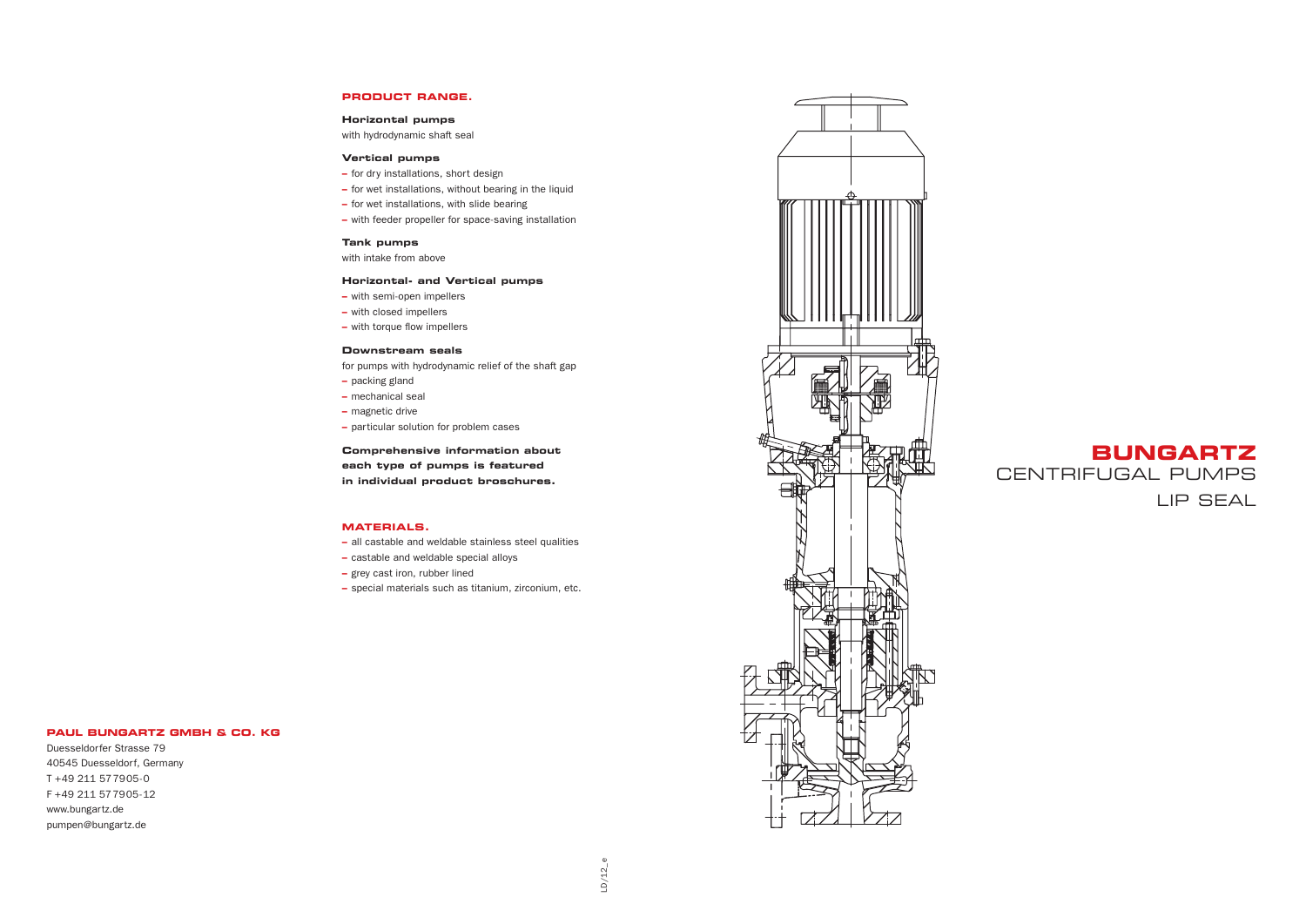## PRODUCT RANGE.

**Horizontal pumps**
with hydrodynamic shaft seal

**Vertical pumps**

- for dry installations, short design
- for wet installations, without bearing in the liquid
- for wet installations, with slide bearing
- with feeder propeller for space-saving installation

**Tank pumps**
with intake from above

**Horizontal- and Vertical pumps**

- with semi-open impellers
- with closed impellers
- with torque flow impellers

**Downstream seals**
for pumps with hydrodynamic relief of the shaft gap

- packing gland
- mechanical seal
- magnetic drive
- particular solution for problem cases

**Comprehensive information about each type of pumps is featured in individual product broschures.**

## MATERIALS.

- all castable and weldable stainless steel qualities
- castable and weldable special alloys
- grey cast iron, rubber lined
- special materials such as titanium, zirconium, etc.

**PAUL BUNGARTZ GMBH & CO. KG**

Duesseldorfer Strasse 79
40545 Duesseldorf, Germany
T +49 211 577905-0
F +49 211 577905-12
www.bungartz.de
pumpen@bungartz.de

LD/12_e

# BUNGARTZ
CENTRIFUGAL PUMPS
LIP SEAL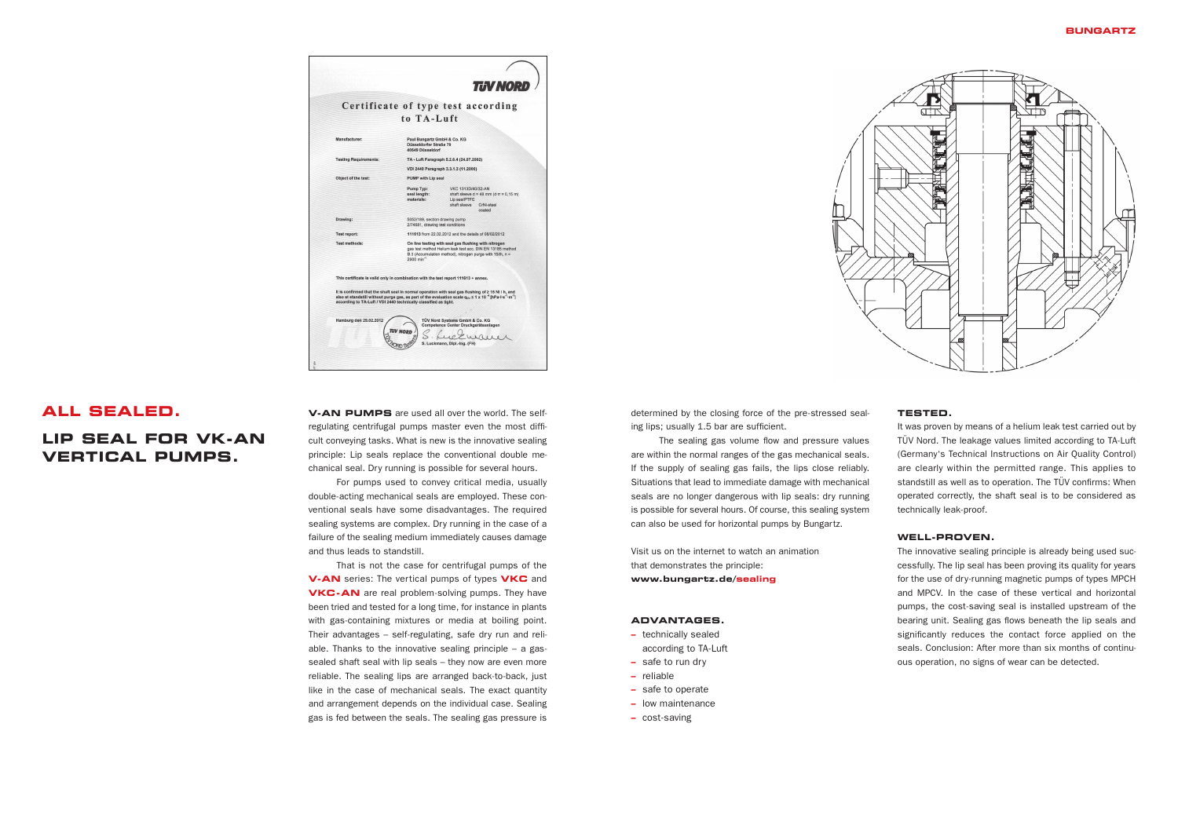# ALL SEALED.

## LIP SEAL FOR VK-AN VERTICAL PUMPS.

**V-AN PUMPS** are used all over the world. The self-regulating centrifugal pumps master even the most difficult conveying tasks. What is new is the innovative sealing principle: Lip seals replace the conventional double mechanical seal. Dry running is possible for several hours.

For pumps used to convey critical media, usually double-acting mechanical seals are employed. These conventional seals have some disadvantages. The required sealing systems are complex. Dry running in the case of a failure of the sealing medium immediately causes damage and thus leads to standstill.

That is not the case for centrifugal pumps of the **V-AN** series: The vertical pumps of types **VKC** and **VKC-AN** are real problem-solving pumps. They have been tried and tested for a long time, for instance in plants with gas-containing mixtures or media at boiling point. Their advantages – self-regulating, safe dry run and reliable. Thanks to the innovative sealing principle – a gas-sealed shaft seal with lip seals – they now are even more reliable. The sealing lips are arranged back-to-back, just like in the case of mechanical seals. The exact quantity and arrangement depends on the individual case. Sealing gas is fed between the seals. The sealing gas pressure is determined by the closing force of the pre-stressed sealing lips; usually 1.5 bar are sufficient.

The sealing gas volume flow and pressure values are within the normal ranges of the gas mechanical seals. If the supply of sealing gas fails, the lips close reliably. Situations that lead to immediate damage with mechanical seals are no longer dangerous with lip seals: dry running is possible for several hours. Of course, this sealing system can also be used for horizontal pumps by Bungartz.

Visit us on the internet to watch an animation that demonstrates the principle:
**www.bungartz.de/sealing**

### ADVANTAGES.

- technically sealed according to TA-Luft
- safe to run dry
- reliable
- safe to operate
- low maintenance
- cost-saving

### TESTED.

It was proven by means of a helium leak test carried out by TÜV Nord. The leakage values limited according to TA-Luft (Germany's Technical Instructions on Air Quality Control) are clearly within the permitted range. This applies to standstill as well as to operation. The TÜV confirms: When operated correctly, the shaft seal is to be considered as technically leak-proof.

### WELL-PROVEN.

The innovative sealing principle is already being used successfully. The lip seal has been proving its quality for years for the use of dry-running magnetic pumps of types MPCH and MPCV. In the case of these vertical and horizontal pumps, the cost-saving seal is installed upstream of the bearing unit. Sealing gas flows beneath the lip seals and significantly reduces the contact force applied on the seals. Conclusion: After more than six months of continuous operation, no signs of wear can be detected.